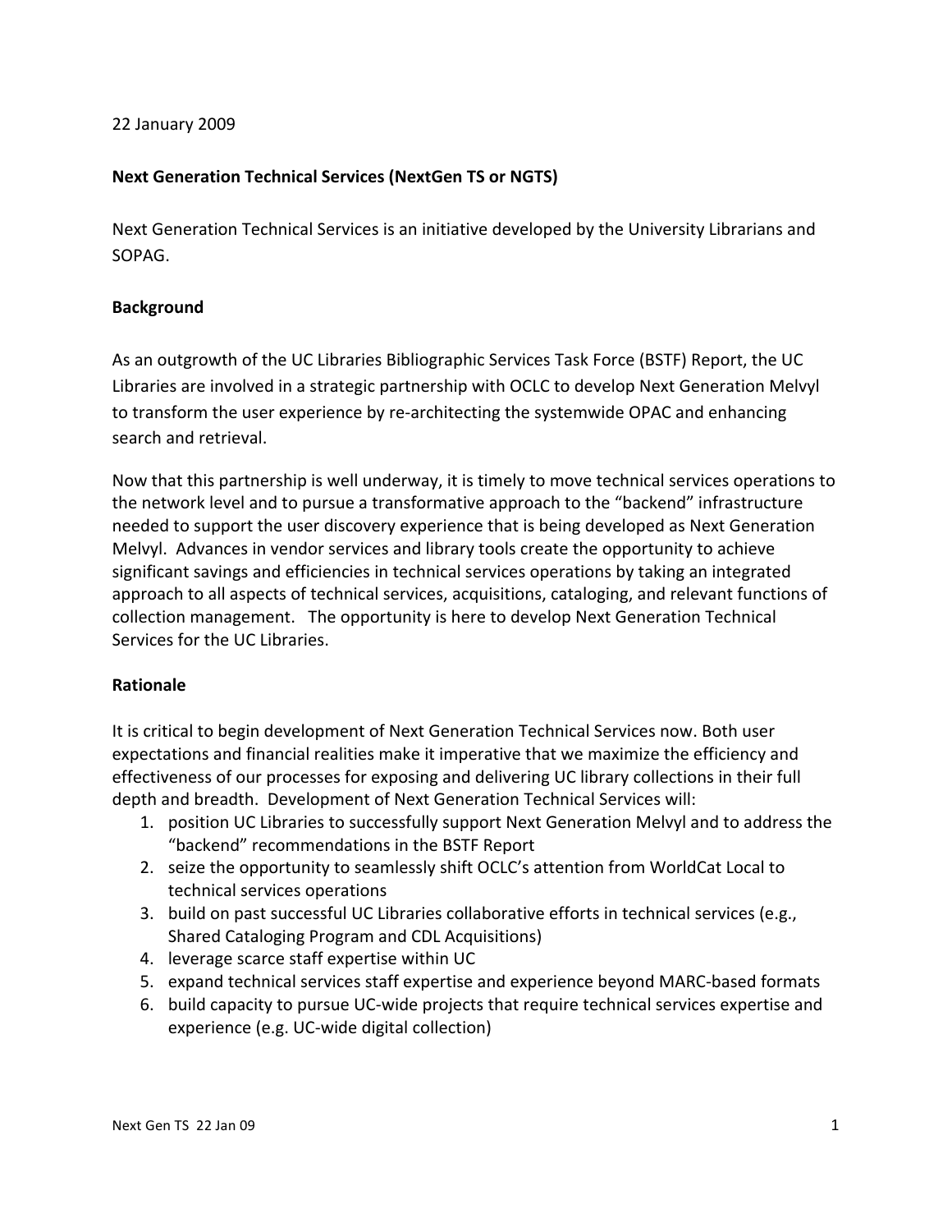22 January 2009

**Next Generation Technical Services (NextGen TS or NGTS)**

Next Generation Technical Services is an initiative developed by the University Librarians and SOPAG.

**Background**

As an outgrowth of the UC Libraries Bibliographic Services Task Force (BSTF) Report, the UC Libraries are involved in a strategic partnership with OCLC to develop Next Generation Melvyl to transform the user experience by re-architecting the systemwide OPAC and enhancing search and retrieval.

Now that this partnership is well underway, it is timely to move technical services operations to the network level and to pursue a transformative approach to the "backend" infrastructure needed to support the user discovery experience that is being developed as Next Generation Melvyl. Advances in vendor services and library tools create the opportunity to achieve significant savings and efficiencies in technical services operations by taking an integrated approach to all aspects of technical services, acquisitions, cataloging, and relevant functions of collection management. The opportunity is here to develop Next Generation Technical Services for the UC Libraries.

**Rationale**

It is critical to begin development of Next Generation Technical Services now. Both user expectations and financial realities make it imperative that we maximize the efficiency and effectiveness of our processes for exposing and delivering UC library collections in their full depth and breadth. Development of Next Generation Technical Services will:

1. position UC Libraries to successfully support Next Generation Melvyl and to address the "backend" recommendations in the BSTF Report
2. seize the opportunity to seamlessly shift OCLC's attention from WorldCat Local to technical services operations
3. build on past successful UC Libraries collaborative efforts in technical services (e.g., Shared Cataloging Program and CDL Acquisitions)
4. leverage scarce staff expertise within UC
5. expand technical services staff expertise and experience beyond MARC-based formats
6. build capacity to pursue UC-wide projects that require technical services expertise and experience (e.g. UC-wide digital collection)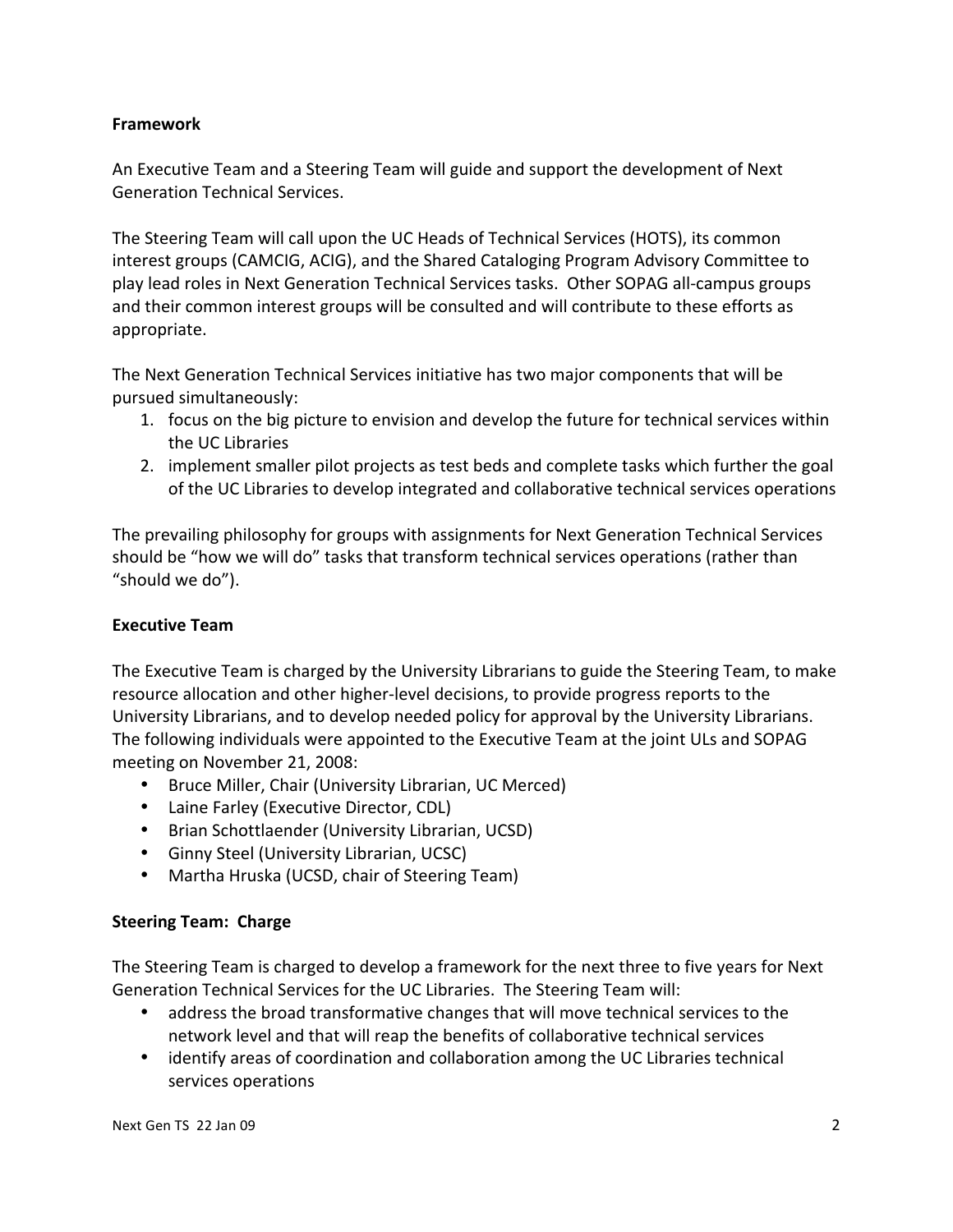**Framework**

An Executive Team and a Steering Team will guide and support the development of Next Generation Technical Services.

The Steering Team will call upon the UC Heads of Technical Services (HOTS), its common interest groups (CAMCIG, ACIG), and the Shared Cataloging Program Advisory Committee to play lead roles in Next Generation Technical Services tasks. Other SOPAG all-campus groups and their common interest groups will be consulted and will contribute to these efforts as appropriate.

The Next Generation Technical Services initiative has two major components that will be pursued simultaneously:

1. focus on the big picture to envision and develop the future for technical services within the UC Libraries
2. implement smaller pilot projects as test beds and complete tasks which further the goal of the UC Libraries to develop integrated and collaborative technical services operations

The prevailing philosophy for groups with assignments for Next Generation Technical Services should be "how we will do" tasks that transform technical services operations (rather than "should we do").

**Executive Team**

The Executive Team is charged by the University Librarians to guide the Steering Team, to make resource allocation and other higher-level decisions, to provide progress reports to the University Librarians, and to develop needed policy for approval by the University Librarians. The following individuals were appointed to the Executive Team at the joint ULs and SOPAG meeting on November 21, 2008:

- Bruce Miller, Chair (University Librarian, UC Merced)
- Laine Farley (Executive Director, CDL)
- Brian Schottlaender (University Librarian, UCSD)
- Ginny Steel (University Librarian, UCSC)
- Martha Hruska (UCSD, chair of Steering Team)

**Steering Team: Charge**

The Steering Team is charged to develop a framework for the next three to five years for Next Generation Technical Services for the UC Libraries. The Steering Team will:

- address the broad transformative changes that will move technical services to the network level and that will reap the benefits of collaborative technical services
- identify areas of coordination and collaboration among the UC Libraries technical services operations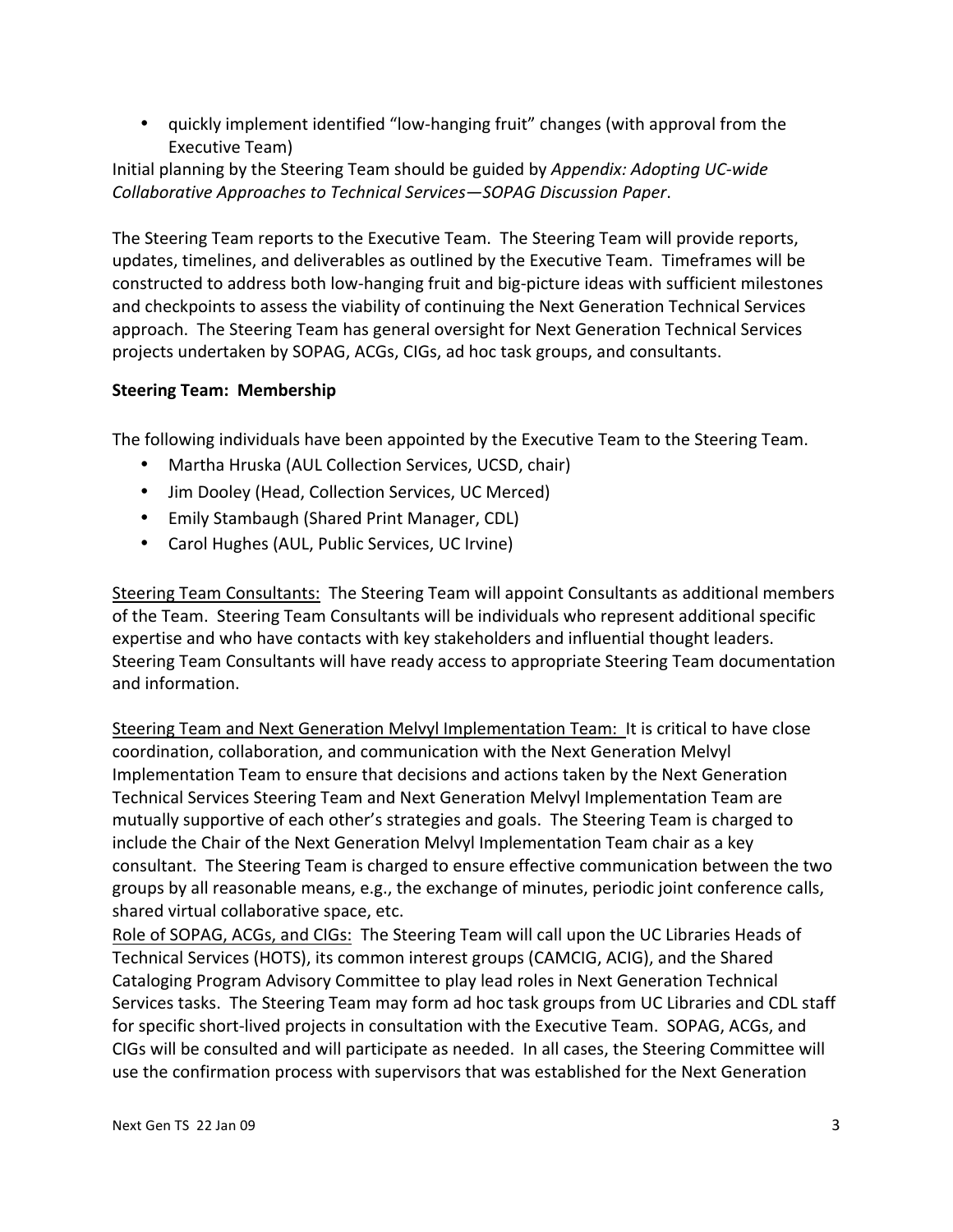- quickly implement identified "low-hanging fruit" changes (with approval from the Executive Team)

Initial planning by the Steering Team should be guided by *Appendix: Adopting UC-wide Collaborative Approaches to Technical Services—SOPAG Discussion Paper*.

The Steering Team reports to the Executive Team. The Steering Team will provide reports, updates, timelines, and deliverables as outlined by the Executive Team. Timeframes will be constructed to address both low-hanging fruit and big-picture ideas with sufficient milestones and checkpoints to assess the viability of continuing the Next Generation Technical Services approach. The Steering Team has general oversight for Next Generation Technical Services projects undertaken by SOPAG, ACGs, CIGs, ad hoc task groups, and consultants.

**Steering Team: Membership**

The following individuals have been appointed by the Executive Team to the Steering Team.

- Martha Hruska (AUL Collection Services, UCSD, chair)
- Jim Dooley (Head, Collection Services, UC Merced)
- Emily Stambaugh (Shared Print Manager, CDL)
- Carol Hughes (AUL, Public Services, UC Irvine)

<u>Steering Team Consultants:</u> The Steering Team will appoint Consultants as additional members of the Team. Steering Team Consultants will be individuals who represent additional specific expertise and who have contacts with key stakeholders and influential thought leaders. Steering Team Consultants will have ready access to appropriate Steering Team documentation and information.

<u>Steering Team and Next Generation Melvyl Implementation Team:</u> It is critical to have close coordination, collaboration, and communication with the Next Generation Melvyl Implementation Team to ensure that decisions and actions taken by the Next Generation Technical Services Steering Team and Next Generation Melvyl Implementation Team are mutually supportive of each other's strategies and goals. The Steering Team is charged to include the Chair of the Next Generation Melvyl Implementation Team chair as a key consultant. The Steering Team is charged to ensure effective communication between the two groups by all reasonable means, e.g., the exchange of minutes, periodic joint conference calls, shared virtual collaborative space, etc.

<u>Role of SOPAG, ACGs, and CIGs:</u> The Steering Team will call upon the UC Libraries Heads of Technical Services (HOTS), its common interest groups (CAMCIG, ACIG), and the Shared Cataloging Program Advisory Committee to play lead roles in Next Generation Technical Services tasks. The Steering Team may form ad hoc task groups from UC Libraries and CDL staff for specific short-lived projects in consultation with the Executive Team. SOPAG, ACGs, and CIGs will be consulted and will participate as needed. In all cases, the Steering Committee will use the confirmation process with supervisors that was established for the Next Generation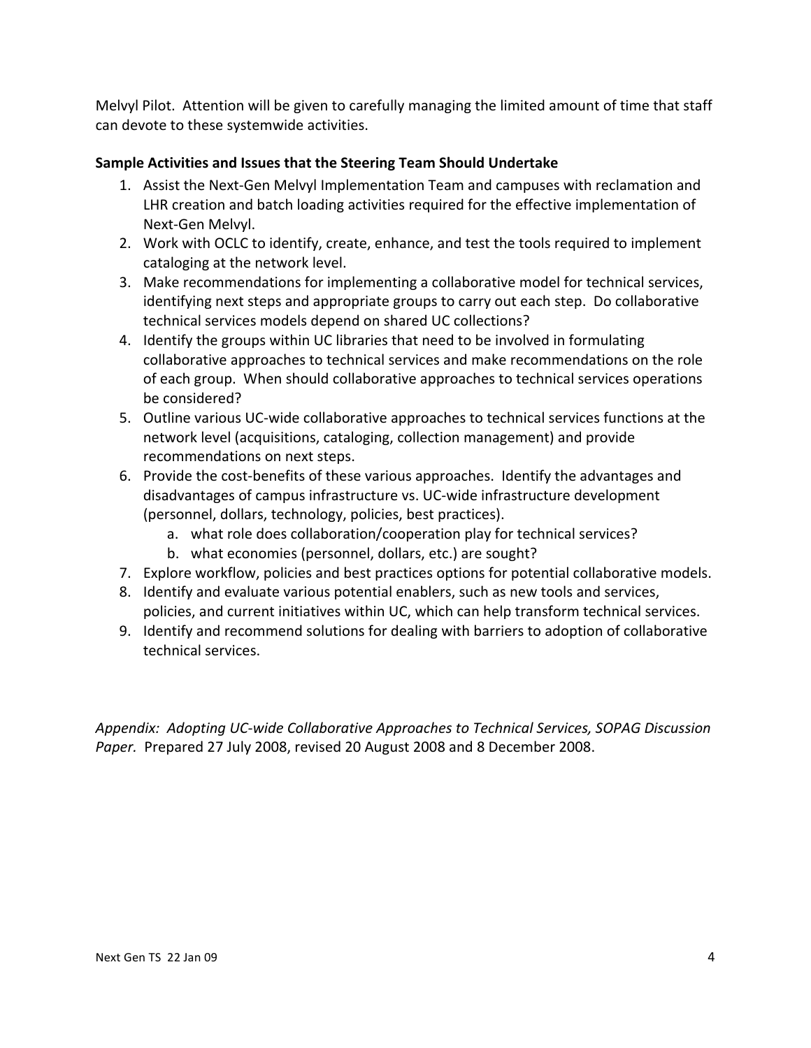Melvyl Pilot. Attention will be given to carefully managing the limited amount of time that staff can devote to these systemwide activities.

**Sample Activities and Issues that the Steering Team Should Undertake**

1. Assist the Next-Gen Melvyl Implementation Team and campuses with reclamation and LHR creation and batch loading activities required for the effective implementation of Next-Gen Melvyl.
2. Work with OCLC to identify, create, enhance, and test the tools required to implement cataloging at the network level.
3. Make recommendations for implementing a collaborative model for technical services, identifying next steps and appropriate groups to carry out each step. Do collaborative technical services models depend on shared UC collections?
4. Identify the groups within UC libraries that need to be involved in formulating collaborative approaches to technical services and make recommendations on the role of each group. When should collaborative approaches to technical services operations be considered?
5. Outline various UC-wide collaborative approaches to technical services functions at the network level (acquisitions, cataloging, collection management) and provide recommendations on next steps.
6. Provide the cost-benefits of these various approaches. Identify the advantages and disadvantages of campus infrastructure vs. UC-wide infrastructure development (personnel, dollars, technology, policies, best practices).
   a. what role does collaboration/cooperation play for technical services?
   b. what economies (personnel, dollars, etc.) are sought?
7. Explore workflow, policies and best practices options for potential collaborative models.
8. Identify and evaluate various potential enablers, such as new tools and services, policies, and current initiatives within UC, which can help transform technical services.
9. Identify and recommend solutions for dealing with barriers to adoption of collaborative technical services.

*Appendix: Adopting UC-wide Collaborative Approaches to Technical Services, SOPAG Discussion Paper.* Prepared 27 July 2008, revised 20 August 2008 and 8 December 2008.